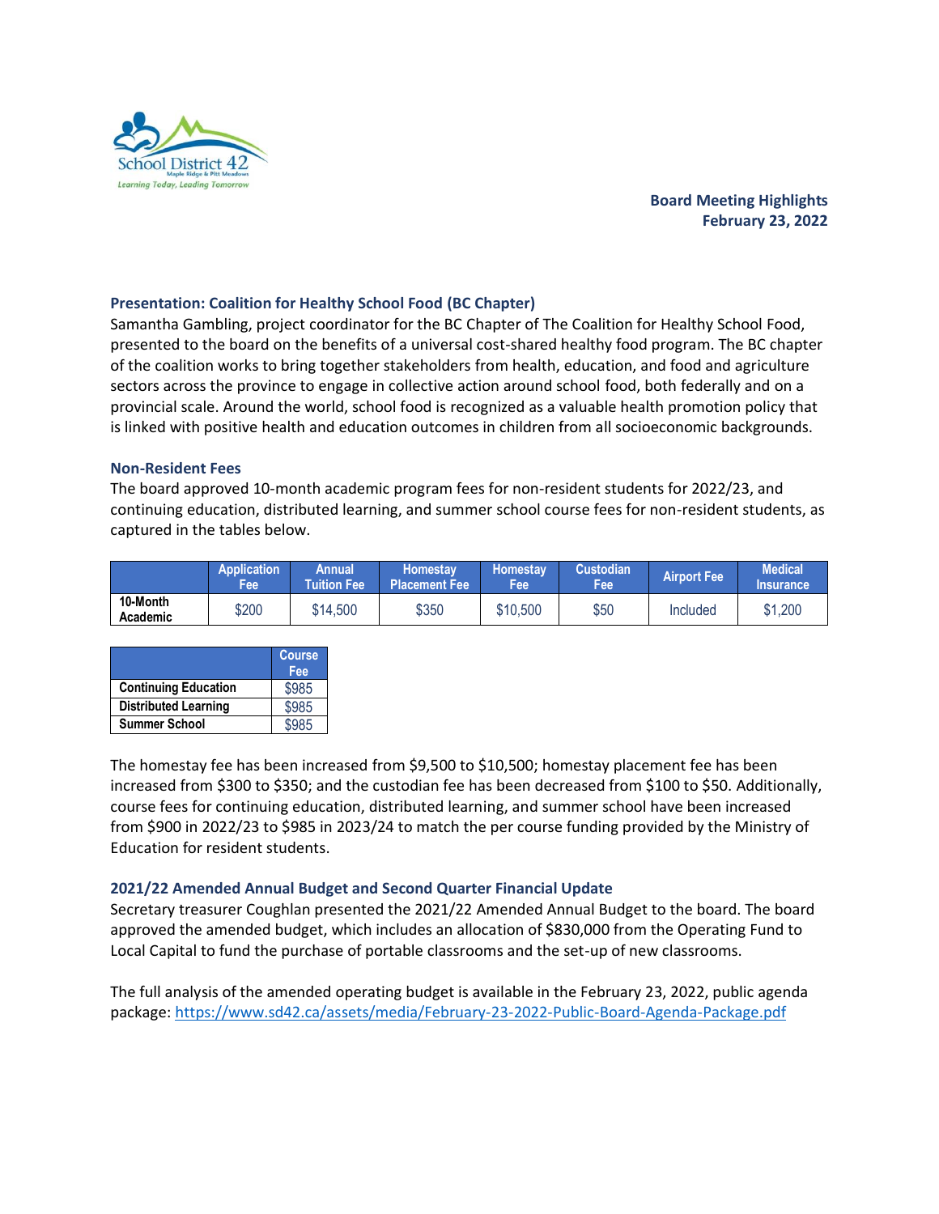**Board Meeting Highlights**
**February 23, 2022**

## Presentation: Coalition for Healthy School Food (BC Chapter)

Samantha Gambling, project coordinator for the BC Chapter of The Coalition for Healthy School Food, presented to the board on the benefits of a universal cost-shared healthy food program. The BC chapter of the coalition works to bring together stakeholders from health, education, and food and agriculture sectors across the province to engage in collective action around school food, both federally and on a provincial scale. Around the world, school food is recognized as a valuable health promotion policy that is linked with positive health and education outcomes in children from all socioeconomic backgrounds.

## Non-Resident Fees

The board approved 10-month academic program fees for non-resident students for 2022/23, and continuing education, distributed learning, and summer school course fees for non-resident students, as captured in the tables below.

| | Application Fee | Annual Tuition Fee | Homestay Placement Fee | Homestay Fee | Custodian Fee | Airport Fee | Medical Insurance |
|---|---|---|---|---|---|---|---|
| **10-Month Academic** | $200 | $14,500 | $350 | $10,500 | $50 | Included | $1,200 |

| | Course Fee |
|---|---|
| **Continuing Education** | $985 |
| **Distributed Learning** | $985 |
| **Summer School** | $985 |

The homestay fee has been increased from $9,500 to $10,500; homestay placement fee has been increased from $300 to $350; and the custodian fee has been decreased from $100 to $50. Additionally, course fees for continuing education, distributed learning, and summer school have been increased from $900 in 2022/23 to $985 in 2023/24 to match the per course funding provided by the Ministry of Education for resident students.

## 2021/22 Amended Annual Budget and Second Quarter Financial Update

Secretary treasurer Coughlan presented the 2021/22 Amended Annual Budget to the board. The board approved the amended budget, which includes an allocation of $830,000 from the Operating Fund to Local Capital to fund the purchase of portable classrooms and the set-up of new classrooms.

The full analysis of the amended operating budget is available in the February 23, 2022, public agenda package: https://www.sd42.ca/assets/media/February-23-2022-Public-Board-Agenda-Package.pdf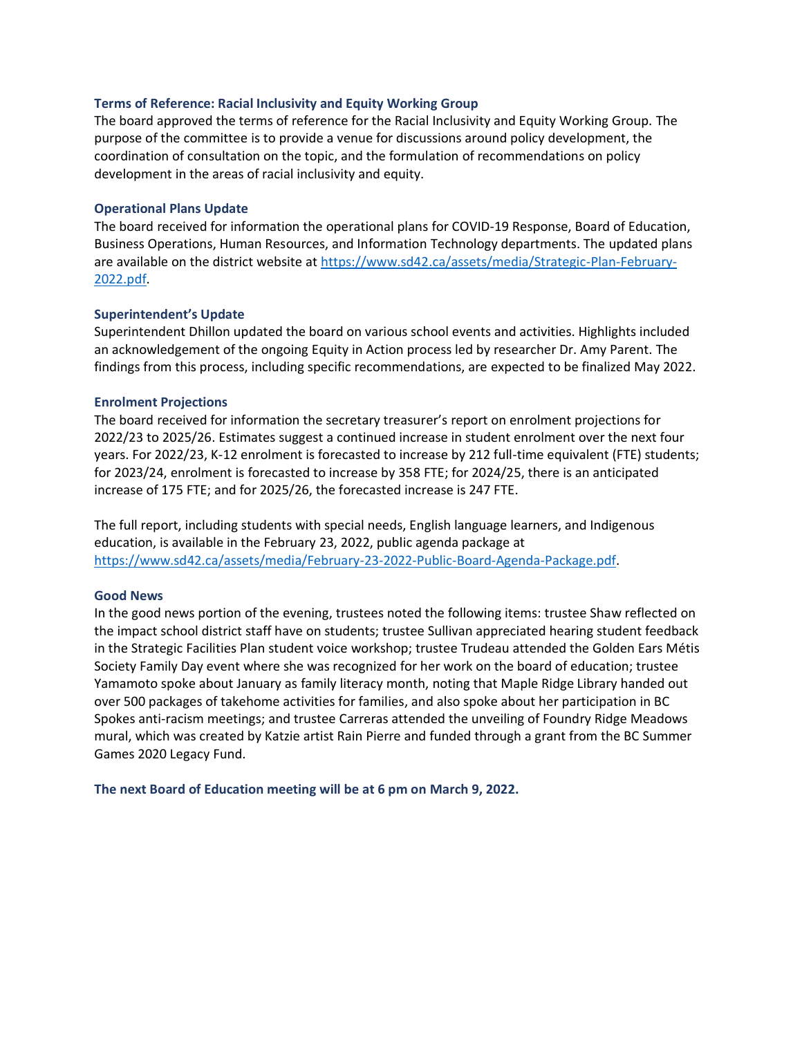### Terms of Reference: Racial Inclusivity and Equity Working Group

The board approved the terms of reference for the Racial Inclusivity and Equity Working Group. The purpose of the committee is to provide a venue for discussions around policy development, the coordination of consultation on the topic, and the formulation of recommendations on policy development in the areas of racial inclusivity and equity.

### Operational Plans Update

The board received for information the operational plans for COVID-19 Response, Board of Education, Business Operations, Human Resources, and Information Technology departments. The updated plans are available on the district website at [https://www.sd42.ca/assets/media/Strategic-Plan-February-2022.pdf](https://www.sd42.ca/assets/media/Strategic-Plan-February-2022.pdf).

### Superintendent's Update

Superintendent Dhillon updated the board on various school events and activities. Highlights included an acknowledgement of the ongoing Equity in Action process led by researcher Dr. Amy Parent. The findings from this process, including specific recommendations, are expected to be finalized May 2022.

### Enrolment Projections

The board received for information the secretary treasurer's report on enrolment projections for 2022/23 to 2025/26. Estimates suggest a continued increase in student enrolment over the next four years. For 2022/23, K-12 enrolment is forecasted to increase by 212 full-time equivalent (FTE) students; for 2023/24, enrolment is forecasted to increase by 358 FTE; for 2024/25, there is an anticipated increase of 175 FTE; and for 2025/26, the forecasted increase is 247 FTE.

The full report, including students with special needs, English language learners, and Indigenous education, is available in the February 23, 2022, public agenda package at [https://www.sd42.ca/assets/media/February-23-2022-Public-Board-Agenda-Package.pdf](https://www.sd42.ca/assets/media/February-23-2022-Public-Board-Agenda-Package.pdf).

### Good News

In the good news portion of the evening, trustees noted the following items: trustee Shaw reflected on the impact school district staff have on students; trustee Sullivan appreciated hearing student feedback in the Strategic Facilities Plan student voice workshop; trustee Trudeau attended the Golden Ears Métis Society Family Day event where she was recognized for her work on the board of education; trustee Yamamoto spoke about January as family literacy month, noting that Maple Ridge Library handed out over 500 packages of takehome activities for families, and also spoke about her participation in BC Spokes anti-racism meetings; and trustee Carreras attended the unveiling of Foundry Ridge Meadows mural, which was created by Katzie artist Rain Pierre and funded through a grant from the BC Summer Games 2020 Legacy Fund.

**The next Board of Education meeting will be at 6 pm on March 9, 2022.**